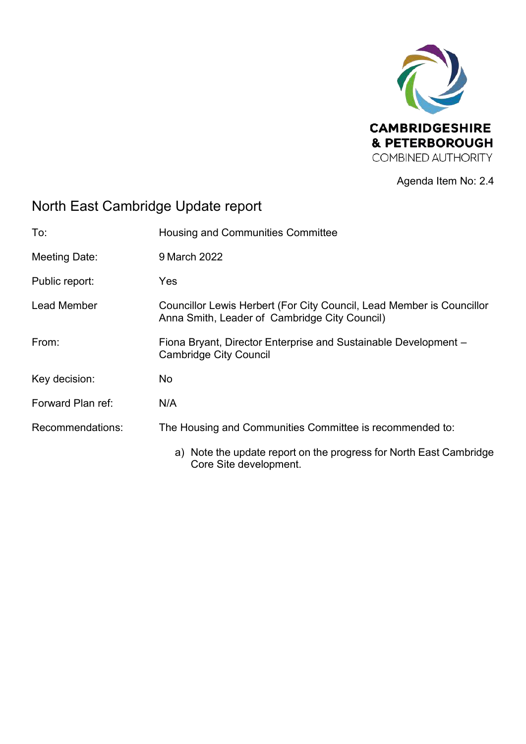CAMBRIDGESHIRE & PETERBOROUGH COMBINED AUTHORITY

Agenda Item No: 2.4

# North East Cambridge Update report

| | |
|---|---|
| To: | Housing and Communities Committee |
| Meeting Date: | 9 March 2022 |
| Public report: | Yes |
| Lead Member | Councillor Lewis Herbert (For City Council, Lead Member is Councillor Anna Smith, Leader of Cambridge City Council) |
| From: | Fiona Bryant, Director Enterprise and Sustainable Development – Cambridge City Council |
| Key decision: | No |
| Forward Plan ref: | N/A |
| Recommendations: | The Housing and Communities Committee is recommended to:<br>a) Note the update report on the progress for North East Cambridge Core Site development. |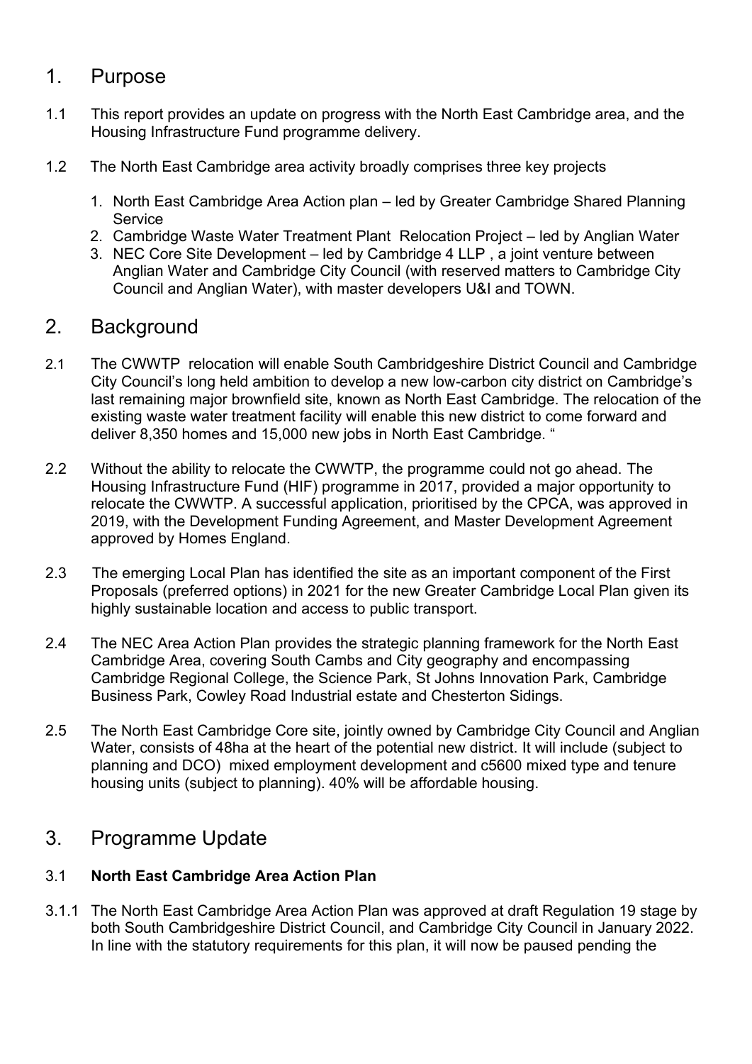## 1. Purpose

1.1 This report provides an update on progress with the North East Cambridge area, and the Housing Infrastructure Fund programme delivery.

1.2 The North East Cambridge area activity broadly comprises three key projects

1. North East Cambridge Area Action plan – led by Greater Cambridge Shared Planning Service
2. Cambridge Waste Water Treatment Plant Relocation Project – led by Anglian Water
3. NEC Core Site Development – led by Cambridge 4 LLP , a joint venture between Anglian Water and Cambridge City Council (with reserved matters to Cambridge City Council and Anglian Water), with master developers U&I and TOWN.

## 2. Background

2.1 The CWWTP relocation will enable South Cambridgeshire District Council and Cambridge City Council's long held ambition to develop a new low-carbon city district on Cambridge's last remaining major brownfield site, known as North East Cambridge. The relocation of the existing waste water treatment facility will enable this new district to come forward and deliver 8,350 homes and 15,000 new jobs in North East Cambridge. "

2.2 Without the ability to relocate the CWWTP, the programme could not go ahead. The Housing Infrastructure Fund (HIF) programme in 2017, provided a major opportunity to relocate the CWWTP. A successful application, prioritised by the CPCA, was approved in 2019, with the Development Funding Agreement, and Master Development Agreement approved by Homes England.

2.3 The emerging Local Plan has identified the site as an important component of the First Proposals (preferred options) in 2021 for the new Greater Cambridge Local Plan given its highly sustainable location and access to public transport.

2.4 The NEC Area Action Plan provides the strategic planning framework for the North East Cambridge Area, covering South Cambs and City geography and encompassing Cambridge Regional College, the Science Park, St Johns Innovation Park, Cambridge Business Park, Cowley Road Industrial estate and Chesterton Sidings.

2.5 The North East Cambridge Core site, jointly owned by Cambridge City Council and Anglian Water, consists of 48ha at the heart of the potential new district. It will include (subject to planning and DCO) mixed employment development and c5600 mixed type and tenure housing units (subject to planning). 40% will be affordable housing.

## 3. Programme Update

### 3.1 North East Cambridge Area Action Plan

3.1.1 The North East Cambridge Area Action Plan was approved at draft Regulation 19 stage by both South Cambridgeshire District Council, and Cambridge City Council in January 2022. In line with the statutory requirements for this plan, it will now be paused pending the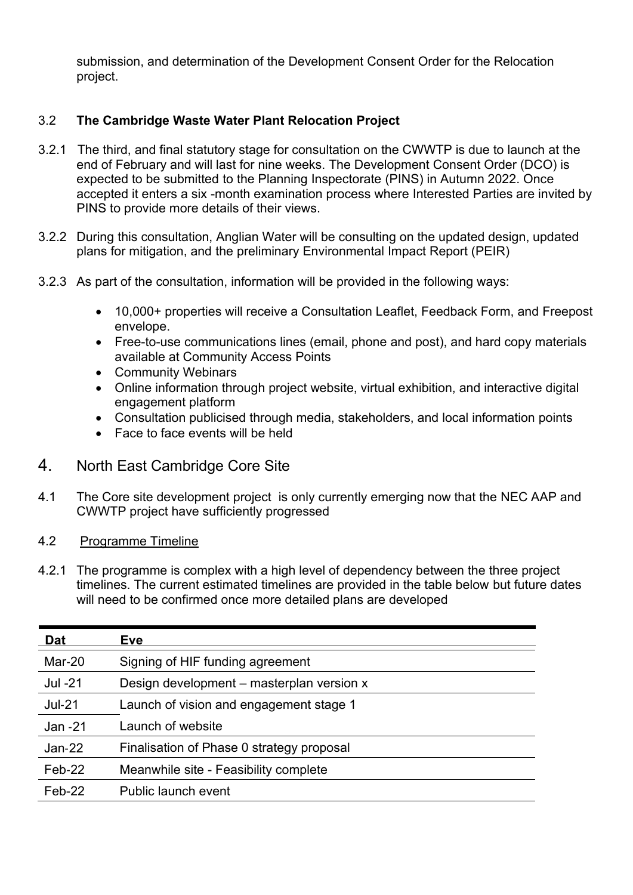submission, and determination of the Development Consent Order for the Relocation project.

### 3.2 **The Cambridge Waste Water Plant Relocation Project**

3.2.1 The third, and final statutory stage for consultation on the CWWTP is due to launch at the end of February and will last for nine weeks. The Development Consent Order (DCO) is expected to be submitted to the Planning Inspectorate (PINS) in Autumn 2022. Once accepted it enters a six -month examination process where Interested Parties are invited by PINS to provide more details of their views.

3.2.2 During this consultation, Anglian Water will be consulting on the updated design, updated plans for mitigation, and the preliminary Environmental Impact Report (PEIR)

3.2.3 As part of the consultation, information will be provided in the following ways:

- 10,000+ properties will receive a Consultation Leaflet, Feedback Form, and Freepost envelope.
- Free-to-use communications lines (email, phone and post), and hard copy materials available at Community Access Points
- Community Webinars
- Online information through project website, virtual exhibition, and interactive digital engagement platform
- Consultation publicised through media, stakeholders, and local information points
- Face to face events will be held

## 4. North East Cambridge Core Site

4.1 The Core site development project is only currently emerging now that the NEC AAP and CWWTP project have sufficiently progressed

4.2 Programme Timeline

4.2.1 The programme is complex with a high level of dependency between the three project timelines. The current estimated timelines are provided in the table below but future dates will need to be confirmed once more detailed plans are developed

| Dat | Eve |
|---|---|
| Mar-20 | Signing of HIF funding agreement |
| Jul -21 | Design development – masterplan version x |
| Jul-21 | Launch of vision and engagement stage 1 |
| Jan -21 | Launch of website |
| Jan-22 | Finalisation of Phase 0 strategy proposal |
| Feb-22 | Meanwhile site - Feasibility complete |
| Feb-22 | Public launch event |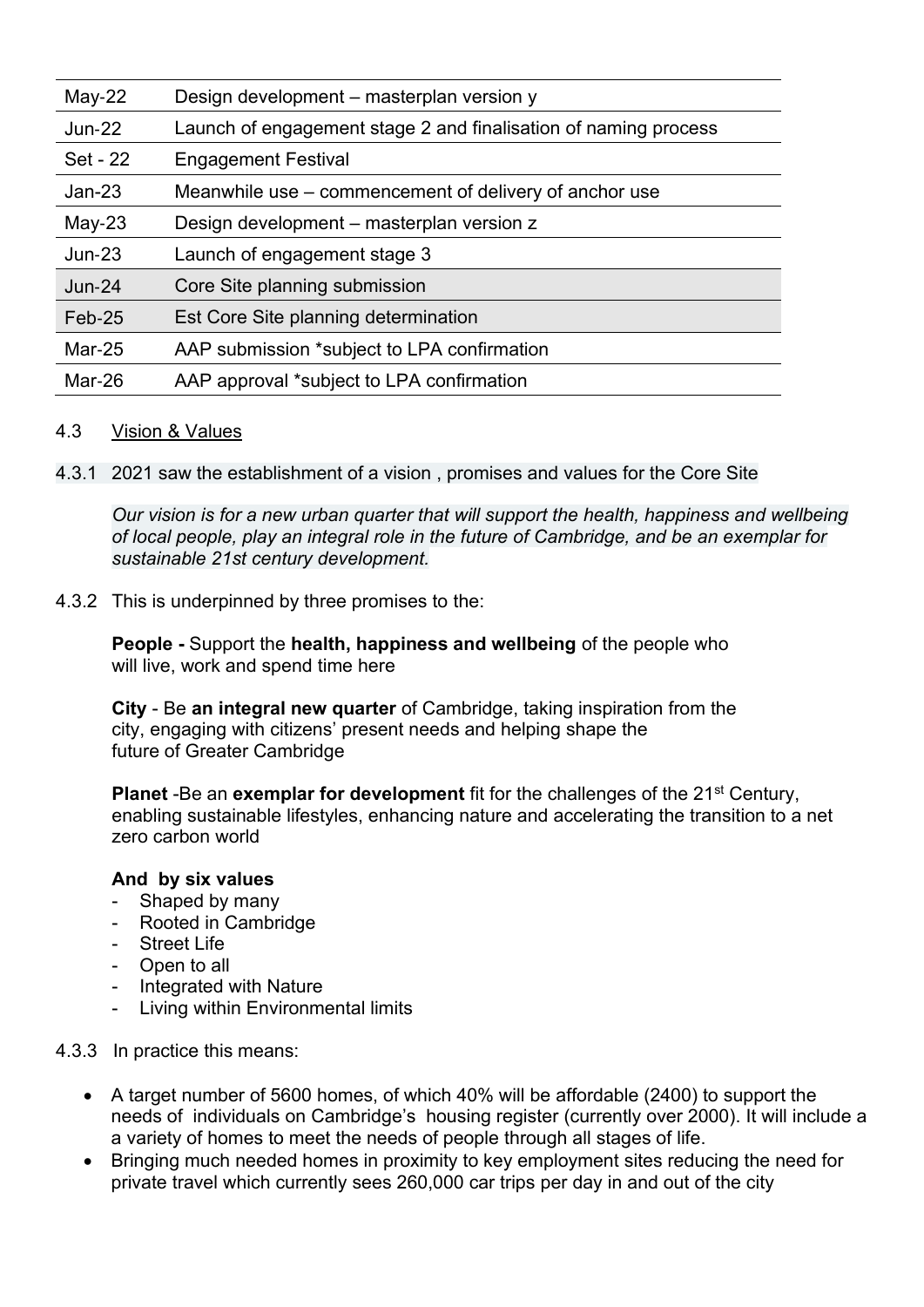| | |
|---|---|
| May-22 | Design development – masterplan version y |
| Jun-22 | Launch of engagement stage 2 and finalisation of naming process |
| Set - 22 | Engagement Festival |
| Jan-23 | Meanwhile use – commencement of delivery of anchor use |
| May-23 | Design development – masterplan version z |
| Jun-23 | Launch of engagement stage 3 |
| Jun-24 | Core Site planning submission |
| Feb-25 | Est Core Site planning determination |
| Mar-25 | AAP submission *subject to LPA confirmation |
| Mar-26 | AAP approval *subject to LPA confirmation |

4.3 Vision & Values

4.3.1 2021 saw the establishment of a vision , promises and values for the Core Site

*Our vision is for a new urban quarter that will support the health, happiness and wellbeing of local people, play an integral role in the future of Cambridge, and be an exemplar for sustainable 21st century development.*

4.3.2 This is underpinned by three promises to the:

**People -** Support the **health, happiness and wellbeing** of the people who will live, work and spend time here

**City** - Be **an integral new quarter** of Cambridge, taking inspiration from the city, engaging with citizens' present needs and helping shape the future of Greater Cambridge

**Planet** -Be an **exemplar for development** fit for the challenges of the 21st Century, enabling sustainable lifestyles, enhancing nature and accelerating the transition to a net zero carbon world

**And by six values**

- Shaped by many
- Rooted in Cambridge
- Street Life
- Open to all
- Integrated with Nature
- Living within Environmental limits

4.3.3 In practice this means:

- A target number of 5600 homes, of which 40% will be affordable (2400) to support the needs of individuals on Cambridge's housing register (currently over 2000). It will include a a variety of homes to meet the needs of people through all stages of life.
- Bringing much needed homes in proximity to key employment sites reducing the need for private travel which currently sees 260,000 car trips per day in and out of the city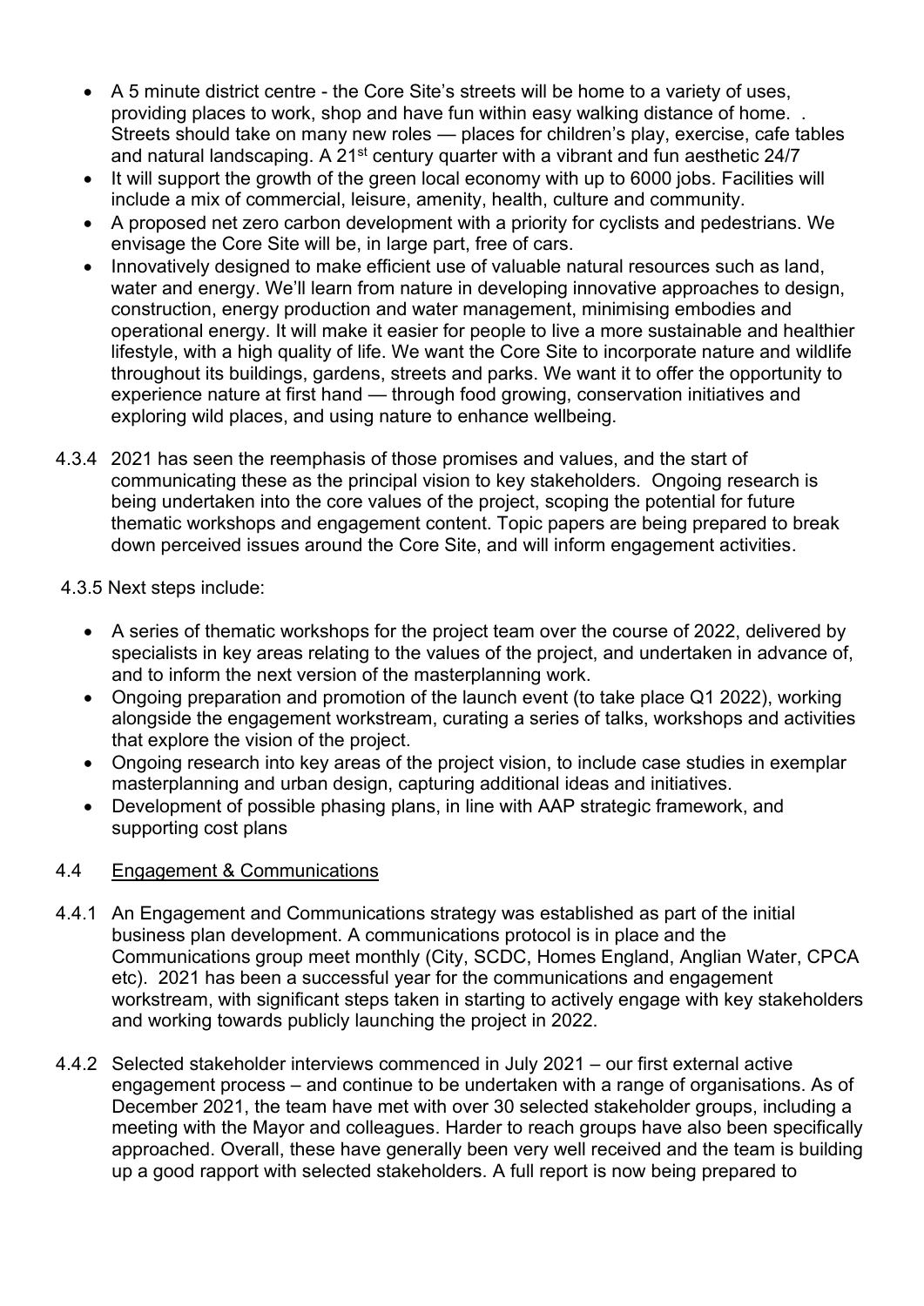- A 5 minute district centre - the Core Site's streets will be home to a variety of uses, providing places to work, shop and have fun within easy walking distance of home. . Streets should take on many new roles — places for children's play, exercise, cafe tables and natural landscaping. A 21st century quarter with a vibrant and fun aesthetic 24/7
- It will support the growth of the green local economy with up to 6000 jobs. Facilities will include a mix of commercial, leisure, amenity, health, culture and community.
- A proposed net zero carbon development with a priority for cyclists and pedestrians. We envisage the Core Site will be, in large part, free of cars.
- Innovatively designed to make efficient use of valuable natural resources such as land, water and energy. We'll learn from nature in developing innovative approaches to design, construction, energy production and water management, minimising embodies and operational energy. It will make it easier for people to live a more sustainable and healthier lifestyle, with a high quality of life. We want the Core Site to incorporate nature and wildlife throughout its buildings, gardens, streets and parks. We want it to offer the opportunity to experience nature at first hand — through food growing, conservation initiatives and exploring wild places, and using nature to enhance wellbeing.

4.3.4 2021 has seen the reemphasis of those promises and values, and the start of communicating these as the principal vision to key stakeholders. Ongoing research is being undertaken into the core values of the project, scoping the potential for future thematic workshops and engagement content. Topic papers are being prepared to break down perceived issues around the Core Site, and will inform engagement activities.

4.3.5 Next steps include:

- A series of thematic workshops for the project team over the course of 2022, delivered by specialists in key areas relating to the values of the project, and undertaken in advance of, and to inform the next version of the masterplanning work.
- Ongoing preparation and promotion of the launch event (to take place Q1 2022), working alongside the engagement workstream, curating a series of talks, workshops and activities that explore the vision of the project.
- Ongoing research into key areas of the project vision, to include case studies in exemplar masterplanning and urban design, capturing additional ideas and initiatives.
- Development of possible phasing plans, in line with AAP strategic framework, and supporting cost plans

## 4.4 Engagement & Communications

4.4.1 An Engagement and Communications strategy was established as part of the initial business plan development. A communications protocol is in place and the Communications group meet monthly (City, SCDC, Homes England, Anglian Water, CPCA etc). 2021 has been a successful year for the communications and engagement workstream, with significant steps taken in starting to actively engage with key stakeholders and working towards publicly launching the project in 2022.

4.4.2 Selected stakeholder interviews commenced in July 2021 – our first external active engagement process – and continue to be undertaken with a range of organisations. As of December 2021, the team have met with over 30 selected stakeholder groups, including a meeting with the Mayor and colleagues. Harder to reach groups have also been specifically approached. Overall, these have generally been very well received and the team is building up a good rapport with selected stakeholders. A full report is now being prepared to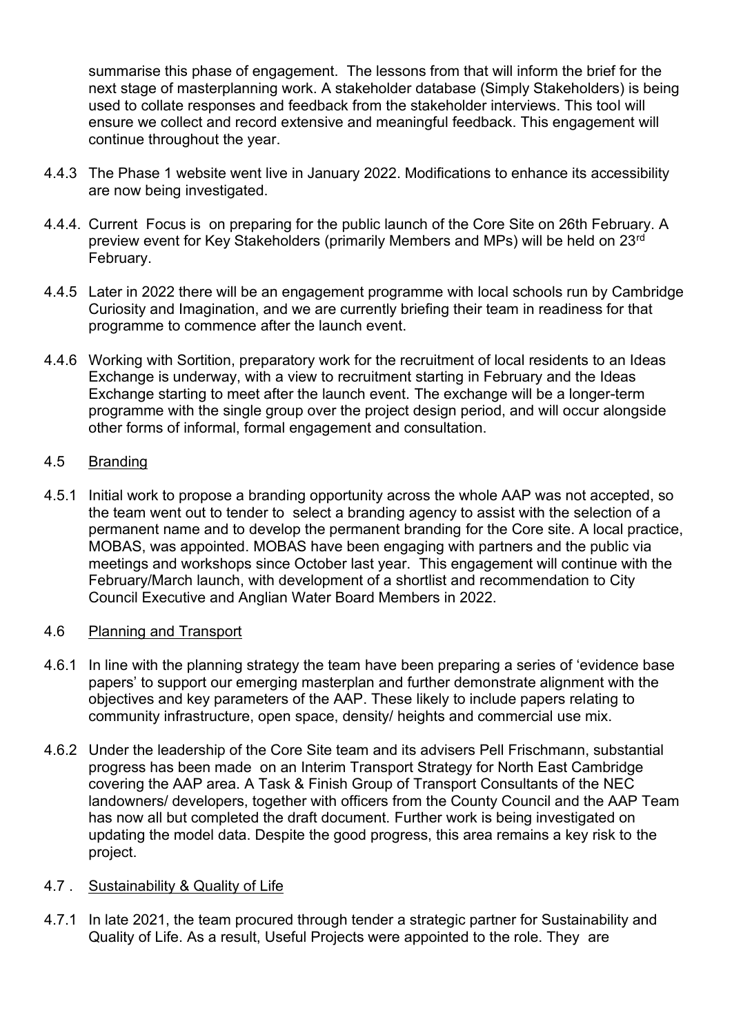summarise this phase of engagement. The lessons from that will inform the brief for the next stage of masterplanning work. A stakeholder database (Simply Stakeholders) is being used to collate responses and feedback from the stakeholder interviews. This tool will ensure we collect and record extensive and meaningful feedback. This engagement will continue throughout the year.

4.4.3 The Phase 1 website went live in January 2022. Modifications to enhance its accessibility are now being investigated.

4.4.4. Current Focus is on preparing for the public launch of the Core Site on 26th February. A preview event for Key Stakeholders (primarily Members and MPs) will be held on 23rd February.

4.4.5 Later in 2022 there will be an engagement programme with local schools run by Cambridge Curiosity and Imagination, and we are currently briefing their team in readiness for that programme to commence after the launch event.

4.4.6 Working with Sortition, preparatory work for the recruitment of local residents to an Ideas Exchange is underway, with a view to recruitment starting in February and the Ideas Exchange starting to meet after the launch event. The exchange will be a longer-term programme with the single group over the project design period, and will occur alongside other forms of informal, formal engagement and consultation.

4.5 Branding

4.5.1 Initial work to propose a branding opportunity across the whole AAP was not accepted, so the team went out to tender to select a branding agency to assist with the selection of a permanent name and to develop the permanent branding for the Core site. A local practice, MOBAS, was appointed. MOBAS have been engaging with partners and the public via meetings and workshops since October last year. This engagement will continue with the February/March launch, with development of a shortlist and recommendation to City Council Executive and Anglian Water Board Members in 2022.

4.6 Planning and Transport

4.6.1 In line with the planning strategy the team have been preparing a series of 'evidence base papers' to support our emerging masterplan and further demonstrate alignment with the objectives and key parameters of the AAP. These likely to include papers relating to community infrastructure, open space, density/ heights and commercial use mix.

4.6.2 Under the leadership of the Core Site team and its advisers Pell Frischmann, substantial progress has been made on an Interim Transport Strategy for North East Cambridge covering the AAP area. A Task & Finish Group of Transport Consultants of the NEC landowners/ developers, together with officers from the County Council and the AAP Team has now all but completed the draft document. Further work is being investigated on updating the model data. Despite the good progress, this area remains a key risk to the project.

4.7 . Sustainability & Quality of Life

4.7.1 In late 2021, the team procured through tender a strategic partner for Sustainability and Quality of Life. As a result, Useful Projects were appointed to the role. They are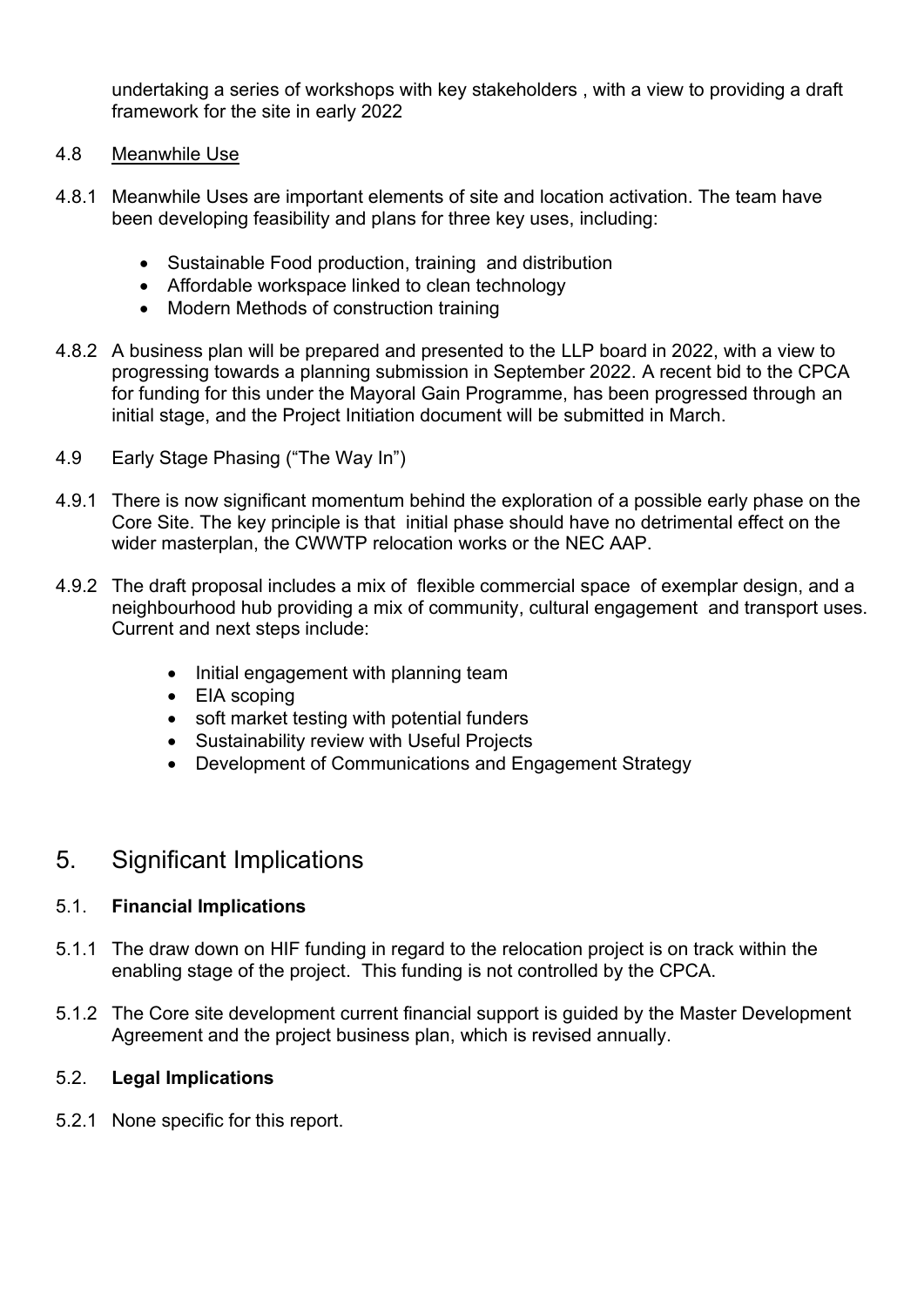undertaking a series of workshops with key stakeholders , with a view to providing a draft framework for the site in early 2022

4.8 Meanwhile Use

4.8.1 Meanwhile Uses are important elements of site and location activation. The team have been developing feasibility and plans for three key uses, including:

- Sustainable Food production, training and distribution
- Affordable workspace linked to clean technology
- Modern Methods of construction training

4.8.2 A business plan will be prepared and presented to the LLP board in 2022, with a view to progressing towards a planning submission in September 2022. A recent bid to the CPCA for funding for this under the Mayoral Gain Programme, has been progressed through an initial stage, and the Project Initiation document will be submitted in March.

4.9 Early Stage Phasing ("The Way In")

4.9.1 There is now significant momentum behind the exploration of a possible early phase on the Core Site. The key principle is that initial phase should have no detrimental effect on the wider masterplan, the CWWTP relocation works or the NEC AAP.

4.9.2 The draft proposal includes a mix of flexible commercial space of exemplar design, and a neighbourhood hub providing a mix of community, cultural engagement and transport uses. Current and next steps include:

- Initial engagement with planning team
- EIA scoping
- soft market testing with potential funders
- Sustainability review with Useful Projects
- Development of Communications and Engagement Strategy

## 5. Significant Implications

### 5.1. Financial Implications

5.1.1 The draw down on HIF funding in regard to the relocation project is on track within the enabling stage of the project. This funding is not controlled by the CPCA.

5.1.2 The Core site development current financial support is guided by the Master Development Agreement and the project business plan, which is revised annually.

### 5.2. Legal Implications

5.2.1 None specific for this report.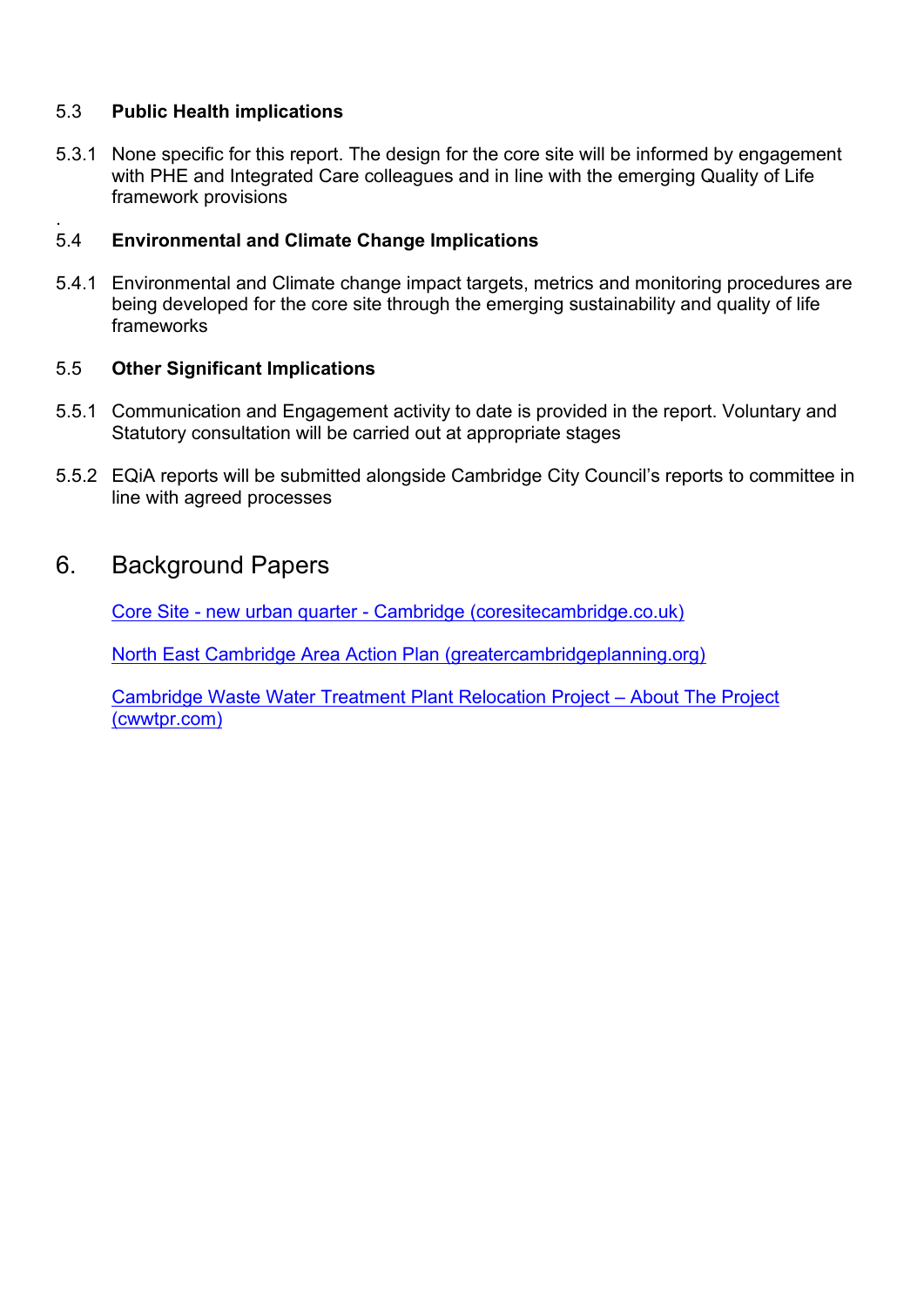### 5.3 **Public Health implications**

5.3.1 None specific for this report. The design for the core site will be informed by engagement with PHE and Integrated Care colleagues and in line with the emerging Quality of Life framework provisions

.

### 5.4 **Environmental and Climate Change Implications**

5.4.1 Environmental and Climate change impact targets, metrics and monitoring procedures are being developed for the core site through the emerging sustainability and quality of life frameworks

### 5.5 **Other Significant Implications**

5.5.1 Communication and Engagement activity to date is provided in the report. Voluntary and Statutory consultation will be carried out at appropriate stages

5.5.2 EQiA reports will be submitted alongside Cambridge City Council's reports to committee in line with agreed processes

## 6. Background Papers

[Core Site - new urban quarter - Cambridge (coresitecambridge.co.uk)]

[North East Cambridge Area Action Plan (greatercambridgeplanning.org)]

[Cambridge Waste Water Treatment Plant Relocation Project – About The Project (cwwtpr.com)]